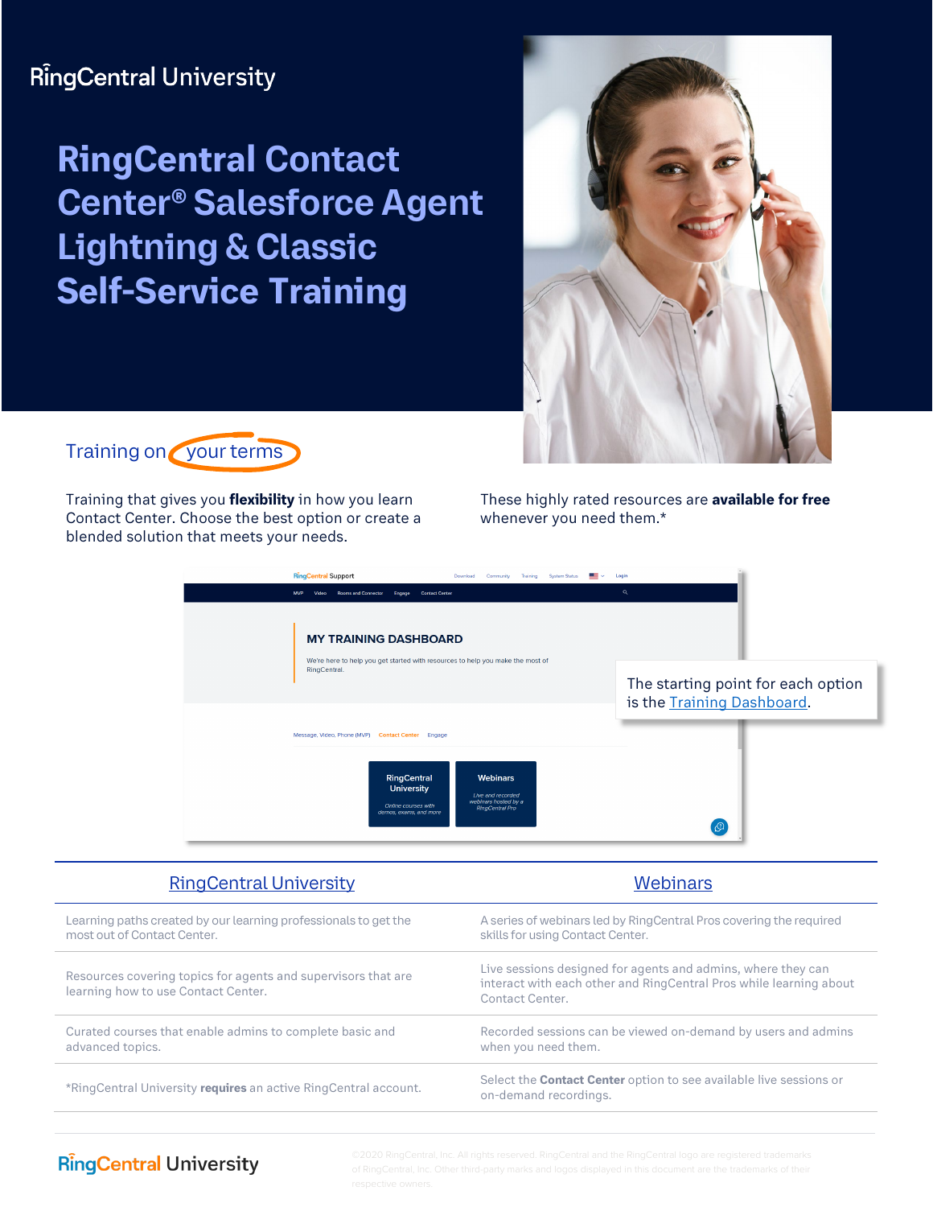RingCentral University

# RingCentral Contact Center® Salesforce Agent Lightning & Classic Self-Service Training

## Training on your terms

Training that gives you **flexibility** in how you learn Contact Center. Choose the best option or create a blended solution that meets your needs.

These highly rated resources are **available for free** whenever you need them.*

The starting point for each option is the Training Dashboard.

| RingCentral University | Webinars |
|---|---|
| Learning paths created by our learning professionals to get the most out of Contact Center. | A series of webinars led by RingCentral Pros covering the required skills for using Contact Center. |
| Resources covering topics for agents and supervisors that are learning how to use Contact Center. | Live sessions designed for agents and admins, where they can interact with each other and RingCentral Pros while learning about Contact Center. |
| Curated courses that enable admins to complete basic and advanced topics. | Recorded sessions can be viewed on-demand by users and admins when you need them. |
| *RingCentral University **requires** an active RingCentral account. | Select the **Contact Center** option to see available live sessions or on-demand recordings. |

RingCentral University

©2020 RingCentral, Inc. All rights reserved. RingCentral and the RingCentral logo are registered trademarks of RingCentral, Inc. Other third-party marks and logos displayed in this document are the trademarks of their respective owners.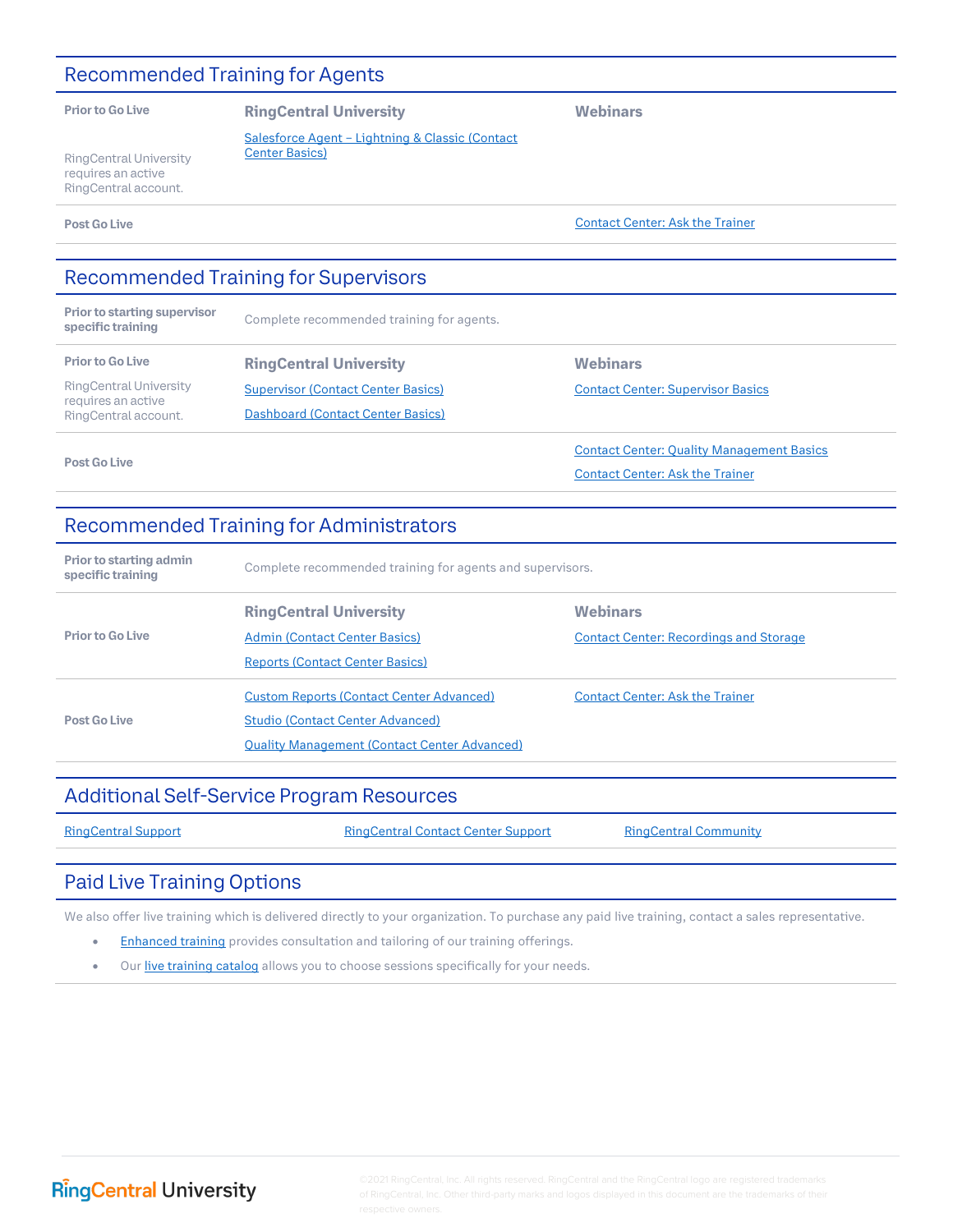## Recommended Training for Agents

| | RingCentral University | Webinars |
|---|---|---|
| **Prior to Go Live**<br>RingCentral University requires an active RingCentral account. | Salesforce Agent – Lightning & Classic (Contact Center Basics) | |
| **Post Go Live** | | Contact Center: Ask the Trainer |

## Recommended Training for Supervisors

| | RingCentral University | Webinars |
|---|---|---|
| **Prior to starting supervisor specific training** | Complete recommended training for agents. | |
| **Prior to Go Live**<br>RingCentral University requires an active RingCentral account. | Supervisor (Contact Center Basics)<br>Dashboard (Contact Center Basics) | Contact Center: Supervisor Basics |
| **Post Go Live** | | Contact Center: Quality Management Basics<br>Contact Center: Ask the Trainer |

## Recommended Training for Administrators

| | RingCentral University | Webinars |
|---|---|---|
| **Prior to starting admin specific training** | Complete recommended training for agents and supervisors. | |
| **Prior to Go Live** | Admin (Contact Center Basics)<br>Reports (Contact Center Basics) | Contact Center: Recordings and Storage |
| **Post Go Live** | Custom Reports (Contact Center Advanced)<br>Studio (Contact Center Advanced)<br>Quality Management (Contact Center Advanced) | Contact Center: Ask the Trainer |

## Additional Self-Service Program Resources

RingCentral Support | RingCentral Contact Center Support | RingCentral Community

## Paid Live Training Options

We also offer live training which is delivered directly to your organization. To purchase any paid live training, contact a sales representative.

- Enhanced training provides consultation and tailoring of our training offerings.
- Our live training catalog allows you to choose sessions specifically for your needs.

RingCentral University

©2021 RingCentral, Inc. All rights reserved. RingCentral and the RingCentral logo are registered trademarks of RingCentral, Inc. Other third-party marks and logos displayed in this document are the trademarks of their respective owners.